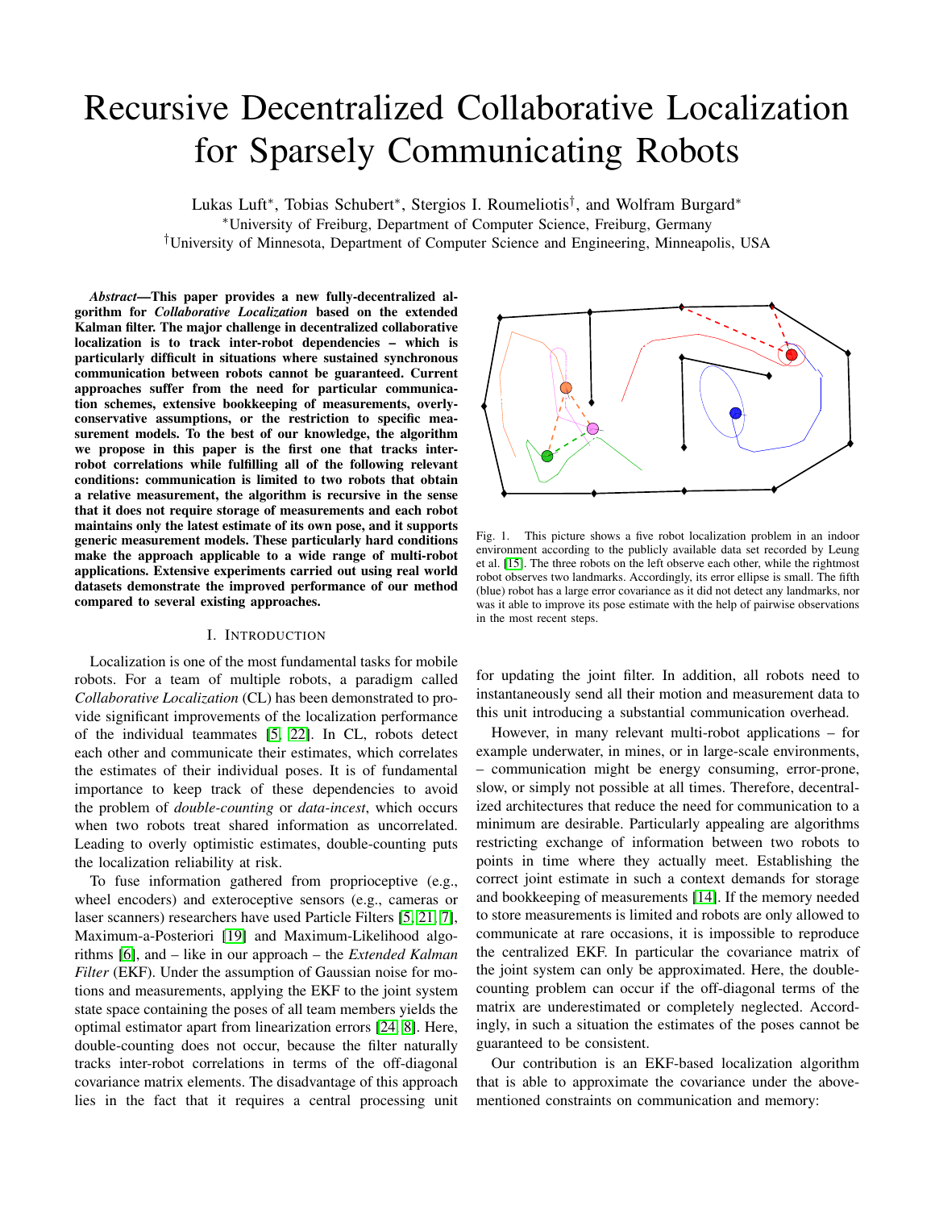# Recursive Decentralized Collaborative Localization for Sparsely Communicating Robots

Lukas Luft*, Tobias Schubert*, Stergios I. Roumeliotis†, and Wolfram Burgard*

*University of Freiburg, Department of Computer Science, Freiburg, Germany

†University of Minnesota, Department of Computer Science and Engineering, Minneapolis, USA

***Abstract*—This paper provides a new fully-decentralized algorithm for *Collaborative Localization* based on the extended Kalman filter. The major challenge in decentralized collaborative localization is to track inter-robot dependencies – which is particularly difficult in situations where sustained synchronous communication between robots cannot be guaranteed. Current approaches suffer from the need for particular communication schemes, extensive bookkeeping of measurements, overly-conservative assumptions, or the restriction to specific measurement models. To the best of our knowledge, the algorithm we propose in this paper is the first one that tracks inter-robot correlations while fulfilling all of the following relevant conditions: communication is limited to two robots that obtain a relative measurement, the algorithm is recursive in the sense that it does not require storage of measurements and each robot maintains only the latest estimate of its own pose, and it supports generic measurement models. These particularly hard conditions make the approach applicable to a wide range of multi-robot applications. Extensive experiments carried out using real world datasets demonstrate the improved performance of our method compared to several existing approaches.**

Fig. 1. This picture shows a five robot localization problem in an indoor environment according to the publicly available data set recorded by Leung et al. [15]. The three robots on the left observe each other, while the rightmost robot observes two landmarks. Accordingly, its error ellipse is small. The fifth (blue) robot has a large error covariance as it did not detect any landmarks, nor was it able to improve its pose estimate with the help of pairwise observations in the most recent steps.

## I. Introduction

Localization is one of the most fundamental tasks for mobile robots. For a team of multiple robots, a paradigm called *Collaborative Localization* (CL) has been demonstrated to provide significant improvements of the localization performance of the individual teammates [5, 22]. In CL, robots detect each other and communicate their estimates, which correlates the estimates of their individual poses. It is of fundamental importance to keep track of these dependencies to avoid the problem of *double-counting* or *data-incest*, which occurs when two robots treat shared information as uncorrelated. Leading to overly optimistic estimates, double-counting puts the localization reliability at risk.

To fuse information gathered from proprioceptive (e.g., wheel encoders) and exteroceptive sensors (e.g., cameras or laser scanners) researchers have used Particle Filters [5, 21, 7], Maximum-a-Posteriori [19] and Maximum-Likelihood algorithms [6], and – like in our approach – the *Extended Kalman Filter* (EKF). Under the assumption of Gaussian noise for motions and measurements, applying the EKF to the joint system state space containing the poses of all team members yields the optimal estimator apart from linearization errors [24, 8]. Here, double-counting does not occur, because the filter naturally tracks inter-robot correlations in terms of the off-diagonal covariance matrix elements. The disadvantage of this approach lies in the fact that it requires a central processing unit for updating the joint filter. In addition, all robots need to instantaneously send all their motion and measurement data to this unit introducing a substantial communication overhead.

However, in many relevant multi-robot applications – for example underwater, in mines, or in large-scale environments, – communication might be energy consuming, error-prone, slow, or simply not possible at all times. Therefore, decentralized architectures that reduce the need for communication to a minimum are desirable. Particularly appealing are algorithms restricting exchange of information between two robots to points in time where they actually meet. Establishing the correct joint estimate in such a context demands for storage and bookkeeping of measurements [14]. If the memory needed to store measurements is limited and robots are only allowed to communicate at rare occasions, it is impossible to reproduce the centralized EKF. In particular the covariance matrix of the joint system can only be approximated. Here, the double-counting problem can occur if the off-diagonal terms of the matrix are underestimated or completely neglected. Accordingly, in such a situation the estimates of the poses cannot be guaranteed to be consistent.

Our contribution is an EKF-based localization algorithm that is able to approximate the covariance under the above-mentioned constraints on communication and memory: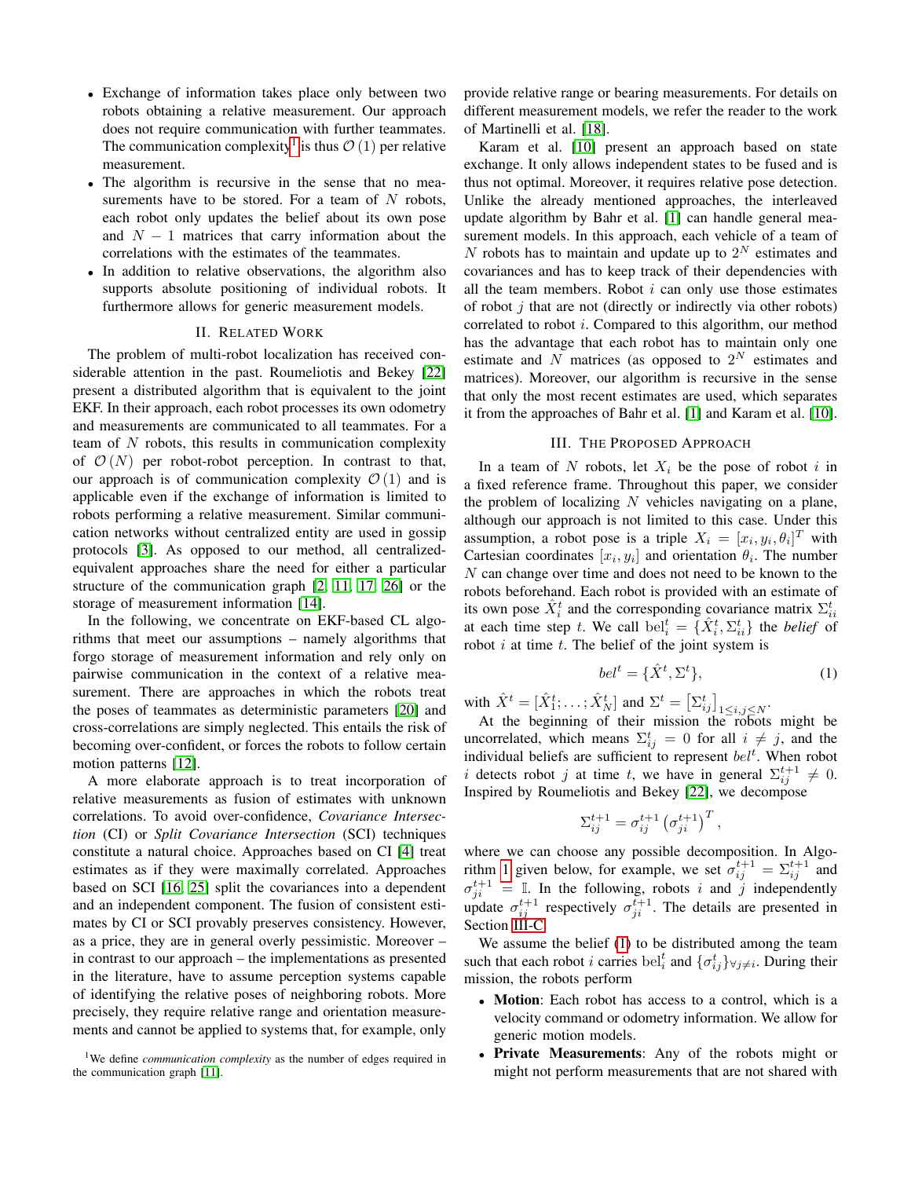- Exchange of information takes place only between two robots obtaining a relative measurement. Our approach does not require communication with further teammates. The communication complexity[1] is thus $\mathcal{O}(1)$ per relative measurement.
- The algorithm is recursive in the sense that no measurements have to be stored. For a team of $N$ robots, each robot only updates the belief about its own pose and $N-1$ matrices that carry information about the correlations with the estimates of the teammates.
- In addition to relative observations, the algorithm also supports absolute positioning of individual robots. It furthermore allows for generic measurement models.

## II. Related Work

The problem of multi-robot localization has received considerable attention in the past. Roumeliotis and Bekey [22] present a distributed algorithm that is equivalent to the joint EKF. In their approach, each robot processes its own odometry and measurements are communicated to all teammates. For a team of $N$ robots, this results in communication complexity of $\mathcal{O}(N)$ per robot-robot perception. In contrast to that, our approach is of communication complexity $\mathcal{O}(1)$ and is applicable even if the exchange of information is limited to robots performing a relative measurement. Similar communication networks without centralized entity are used in gossip protocols [3]. As opposed to our method, all centralized-equivalent approaches share the need for either a particular structure of the communication graph [2, 11, 17, 26] or the storage of measurement information [14].

In the following, we concentrate on EKF-based CL algorithms that meet our assumptions – namely algorithms that forgo storage of measurement information and rely only on pairwise communication in the context of a relative measurement. There are approaches in which the robots treat the poses of teammates as deterministic parameters [20] and cross-correlations are simply neglected. This entails the risk of becoming over-confident, or forces the robots to follow certain motion patterns [12].

A more elaborate approach is to treat incorporation of relative measurements as fusion of estimates with unknown correlations. To avoid over-confidence, *Covariance Intersection* (CI) or *Split Covariance Intersection* (SCI) techniques constitute a natural choice. Approaches based on CI [4] treat estimates as if they were maximally correlated. Approaches based on SCI [16, 25] split the covariances into a dependent and an independent component. The fusion of consistent estimates using CI or SCI provably preserves consistency. However, as a price, they are in general overly pessimistic. Moreover – in contrast to our approach – the implementations as presented in the literature, have to assume perception systems capable of identifying the relative poses of neighboring robots. More precisely, they require relative range and orientation measurements and cannot be applied to systems that, for example, only provide relative range or bearing measurements. For details on different measurement models, we refer the reader to the work of Martinelli et al. [18].

Karam et al. [10] present an approach based on state exchange. It only allows independent states to be fused and is thus not optimal. Moreover, it requires relative pose detection. Unlike the already mentioned approaches, the interleaved update algorithm by Bahr et al. [1] can handle general measurement models. In this approach, each vehicle of a team of $N$ robots has to maintain and update up to $2^N$ estimates and covariances and has to keep track of their dependencies with all the team members. Robot $i$ can only use those estimates of robot $j$ that are not (directly or indirectly via other robots) correlated to robot $i$. Compared to this algorithm, our method has the advantage that each robot has to maintain only one estimate and $N$ matrices (as opposed to $2^N$ estimates and matrices). Moreover, our algorithm is recursive in the sense that only the most recent estimates are used, which separates it from the approaches of Bahr et al. [1] and Karam et al. [10].

## III. The Proposed Approach

In a team of $N$ robots, let $X_i$ be the pose of robot $i$ in a fixed reference frame. Throughout this paper, we consider the problem of localizing $N$ vehicles navigating on a plane, although our approach is not limited to this case. Under this assumption, a robot pose is a triple $X_i = [x_i, y_i, \theta_i]^T$ with Cartesian coordinates $[x_i, y_i]$ and orientation $\theta_i$. The number $N$ can change over time and does not need to be known to the robots beforehand. Each robot is provided with an estimate of its own pose $\hat{X}_i^t$ and the corresponding covariance matrix $\Sigma_{ii}^t$ at each time step $t$. We call $\text{bel}_i^t = \{\hat{X}_i^t, \Sigma_{ii}^t\}$ the *belief* of robot $i$ at time $t$. The belief of the joint system is

$$bel^t = \{\hat{X}^t, \Sigma^t\}, \tag{1}$$

with $\hat{X}^t = [\hat{X}_1^t; \ldots; \hat{X}_N^t]$ and $\Sigma^t = \left[\Sigma_{ij}^t\right]_{1 \le i,j \le N}$.

At the beginning of their mission the robots might be uncorrelated, which means $\Sigma_{ij}^t = 0$ for all $i \neq j$, and the individual beliefs are sufficient to represent $bel^t$. When robot $i$ detects robot $j$ at time $t$, we have in general $\Sigma_{ij}^{t+1} \neq 0$. Inspired by Roumeliotis and Bekey [22], we decompose

$$\Sigma_{ij}^{t+1} = \sigma_{ij}^{t+1} \left(\sigma_{ji}^{t+1}\right)^T,$$

where we can choose any possible decomposition. In Algorithm 1 given below, for example, we set $\sigma_{ij}^{t+1} = \Sigma_{ij}^{t+1}$ and $\sigma_{ji}^{t+1} = \mathbb{I}$. In the following, robots $i$ and $j$ independently update $\sigma_{ij}^{t+1}$ respectively $\sigma_{ji}^{t+1}$. The details are presented in Section III-C.

We assume the belief (1) to be distributed among the team such that each robot $i$ carries $\text{bel}_i^t$ and $\{\sigma_{ij}^t\}_{\forall j \neq i}$. During their mission, the robots perform

- **Motion**: Each robot has access to a control, which is a velocity command or odometry information. We allow for generic motion models.
- **Private Measurements**: Any of the robots might or might not perform measurements that are not shared with

[1] We define *communication complexity* as the number of edges required in the communication graph [11].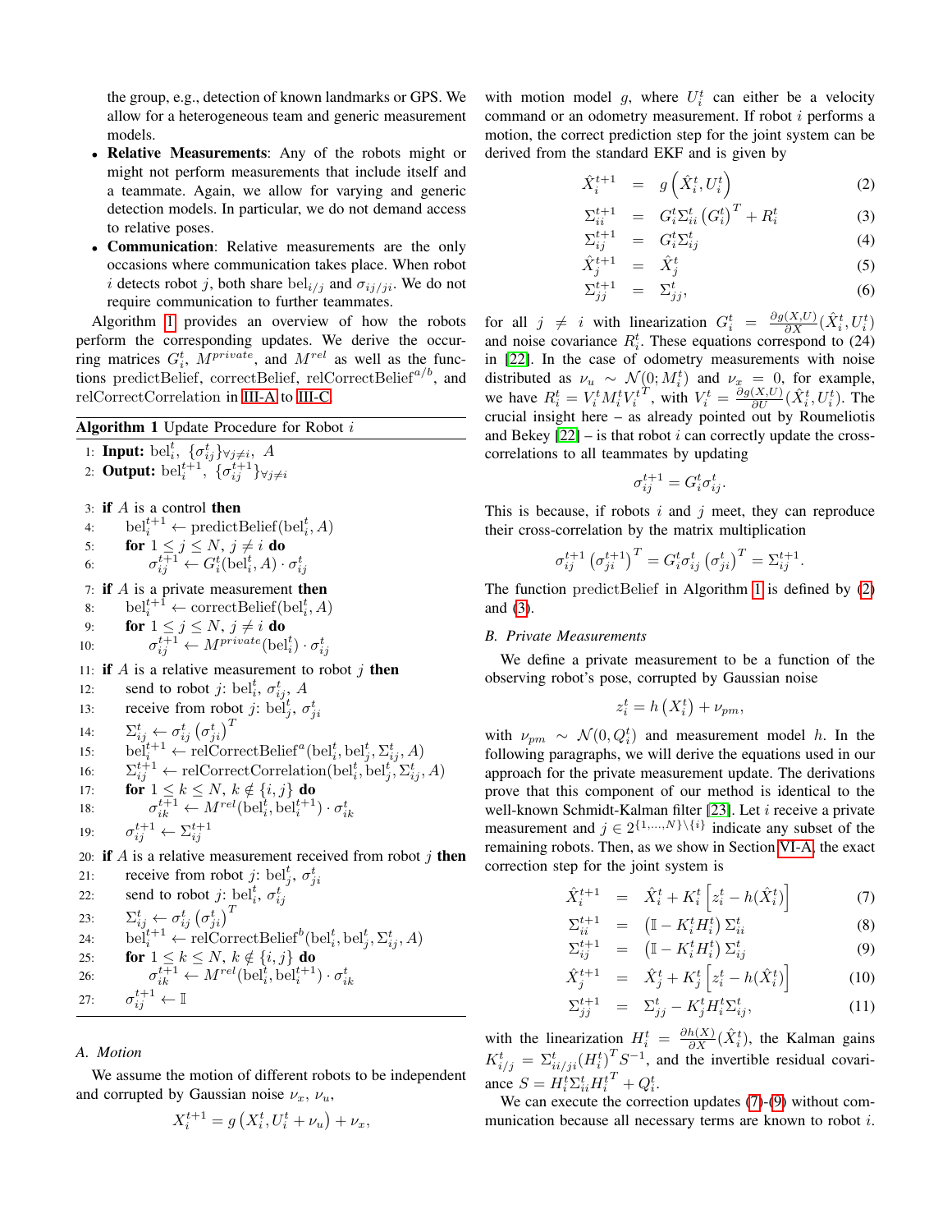the group, e.g., detection of known landmarks or GPS. We allow for a heterogeneous team and generic measurement models.

- **Relative Measurements**: Any of the robots might or might not perform measurements that include itself and a teammate. Again, we allow for varying and generic detection models. In particular, we do not demand access to relative poses.
- **Communication**: Relative measurements are the only occasions where communication takes place. When robot $i$ detects robot $j$, both share $\mathrm{bel}_{i/j}$ and $\sigma_{ij/ji}$. We do not require communication to further teammates.

Algorithm 1 provides an overview of how the robots perform the corresponding updates. We derive the occurring matrices $G_i^t$, $M^{private}$, and $M^{rel}$ as well as the functions predictBelief, correctBelief, $\mathrm{relCorrectBelief}^{a/b}$, and relCorrectCorrelation in III-A to III-C.

**Algorithm 1** Update Procedure for Robot $i$

```
1: Input: bel_i^t, {σ_ij^t}_{∀j≠i}, A
2: Output: bel_i^{t+1}, {σ_ij^{t+1}}_{∀j≠i}

3: if A is a control then
4:     bel_i^{t+1} ← predictBelief(bel_i^t, A)
5:     for 1 ≤ j ≤ N, j ≠ i do
6:         σ_ij^{t+1} ← G_i^t(bel_i^t, A) · σ_ij^t
7: if A is a private measurement then
8:     bel_i^{t+1} ← correctBelief(bel_i^t, A)
9:     for 1 ≤ j ≤ N, j ≠ i do
10:        σ_ij^{t+1} ← M^private(bel_i^t) · σ_ij^t
11: if A is a relative measurement to robot j then
12:     send to robot j: bel_i^t, σ_ij^t, A
13:     receive from robot j: bel_j^t, σ_ji^t
14:     Σ_ij^t ← σ_ij^t (σ_ji^t)^T
15:     bel_i^{t+1} ← relCorrectBelief^a(bel_i^t, bel_j^t, Σ_ij^t, A)
16:     Σ_ij^{t+1} ← relCorrectCorrelation(bel_i^t, bel_j^t, Σ_ij^t, A)
17:     for 1 ≤ k ≤ N, k ∉ {i, j} do
18:         σ_ik^{t+1} ← M^rel(bel_i^t, bel_i^{t+1}) · σ_ik^t
19:     σ_ij^{t+1} ← Σ_ij^{t+1}
20: if A is a relative measurement received from robot j then
21:     receive from robot j: bel_j^t, σ_ji^t
22:     send to robot j: bel_i^t, σ_ij^t
23:     Σ_ij^t ← σ_ij^t (σ_ji^t)^T
24:     bel_i^{t+1} ← relCorrectBelief^b(bel_i^t, bel_j^t, Σ_ij^t, A)
25:     for 1 ≤ k ≤ N, k ∉ {i, j} do
26:         σ_ik^{t+1} ← M^rel(bel_i^t, bel_i^{t+1}) · σ_ik^t
27:     σ_ij^{t+1} ← 𝕀
```

### A. Motion

We assume the motion of different robots to be independent and corrupted by Gaussian noise $\nu_x$, $\nu_u$,

$$X_i^{t+1} = g\left(X_i^t, U_i^t + \nu_u\right) + \nu_x,$$

with motion model $g$, where $U_i^t$ can either be a velocity command or an odometry measurement. If robot $i$ performs a motion, the correct prediction step for the joint system can be derived from the standard EKF and is given by

$$\hat{X}_i^{t+1} = g\left(\hat{X}_i^t, U_i^t\right) \tag{2}$$

$$\Sigma_{ii}^{t+1} = G_i^t \Sigma_{ii}^t \left(G_i^t\right)^T + R_i^t \tag{3}$$

$$\Sigma_{ij}^{t+1} = G_i^t \Sigma_{ij}^t \tag{4}$$

$$\hat{X}_j^{t+1} = \hat{X}_j^t \tag{5}$$

$$\Sigma_{jj}^{t+1} = \Sigma_{jj}^t, \tag{6}$$

for all $j \neq i$ with linearization $G_i^t = \frac{\partial g(X,U)}{\partial X}(\hat{X}_i^t, U_i^t)$ and noise covariance $R_i^t$. These equations correspond to (24) in [22]. In the case of odometry measurements with noise distributed as $\nu_u \sim \mathcal{N}(0; M_i^t)$ and $\nu_x = 0$, for example, we have $R_i^t = V_i^t M_i^t V_i^{t\,T}$, with $V_i^t = \frac{\partial g(X,U)}{\partial U}(\hat{X}_i^t, U_i^t)$. The crucial insight here – as already pointed out by Roumeliotis and Bekey [22] – is that robot $i$ can correctly update the cross-correlations to all teammates by updating

$$\sigma_{ij}^{t+1} = G_i^t \sigma_{ij}^t.$$

This is because, if robots $i$ and $j$ meet, they can reproduce their cross-correlation by the matrix multiplication

$$\sigma_{ij}^{t+1}\left(\sigma_{ji}^{t+1}\right)^T = G_i^t \sigma_{ij}^t \left(\sigma_{ji}^t\right)^T = \Sigma_{ij}^{t+1}.$$

The function predictBelief in Algorithm 1 is defined by (2) and (3).

### B. Private Measurements

We define a private measurement to be a function of the observing robot's pose, corrupted by Gaussian noise

$$z_i^t = h\left(X_i^t\right) + \nu_{pm},$$

with $\nu_{pm} \sim \mathcal{N}(0, Q_i^t)$ and measurement model $h$. In the following paragraphs, we will derive the equations used in our approach for the private measurement update. The derivations prove that this component of our method is identical to the well-known Schmidt-Kalman filter [23]. Let $i$ receive a private measurement and $j \in 2^{\{1,\ldots,N\}\setminus\{i\}}$ indicate any subset of the remaining robots. Then, as we show in Section VI-A, the exact correction step for the joint system is

$$\hat{X}_i^{t+1} = \hat{X}_i^t + K_i^t\left[z_i^t - h(\hat{X}_i^t)\right] \tag{7}$$

$$\Sigma_{ii}^{t+1} = \left(\mathbb{I} - K_i^t H_i^t\right)\Sigma_{ii}^t \tag{8}$$

$$\Sigma_{ij}^{t+1} = \left(\mathbb{I} - K_i^t H_i^t\right)\Sigma_{ij}^t \tag{9}$$

$$\hat{X}_j^{t+1} = \hat{X}_j^t + K_j^t\left[z_i^t - h(\hat{X}_i^t)\right] \tag{10}$$

$$\Sigma_{jj}^{t+1} = \Sigma_{jj}^t - K_j^t H_i^t \Sigma_{ij}^t, \tag{11}$$

with the linearization $H_i^t = \frac{\partial h(X)}{\partial X}(\hat{X}_i^t)$, the Kalman gains $K_{i/j}^t = \Sigma_{ii/ji}^t (H_i^t)^T S^{-1}$, and the invertible residual covariance $S = H_i^t \Sigma_{ii}^t H_i^{t\,T} + Q_i^t$.

We can execute the correction updates (7)-(9) without communication because all necessary terms are known to robot $i$.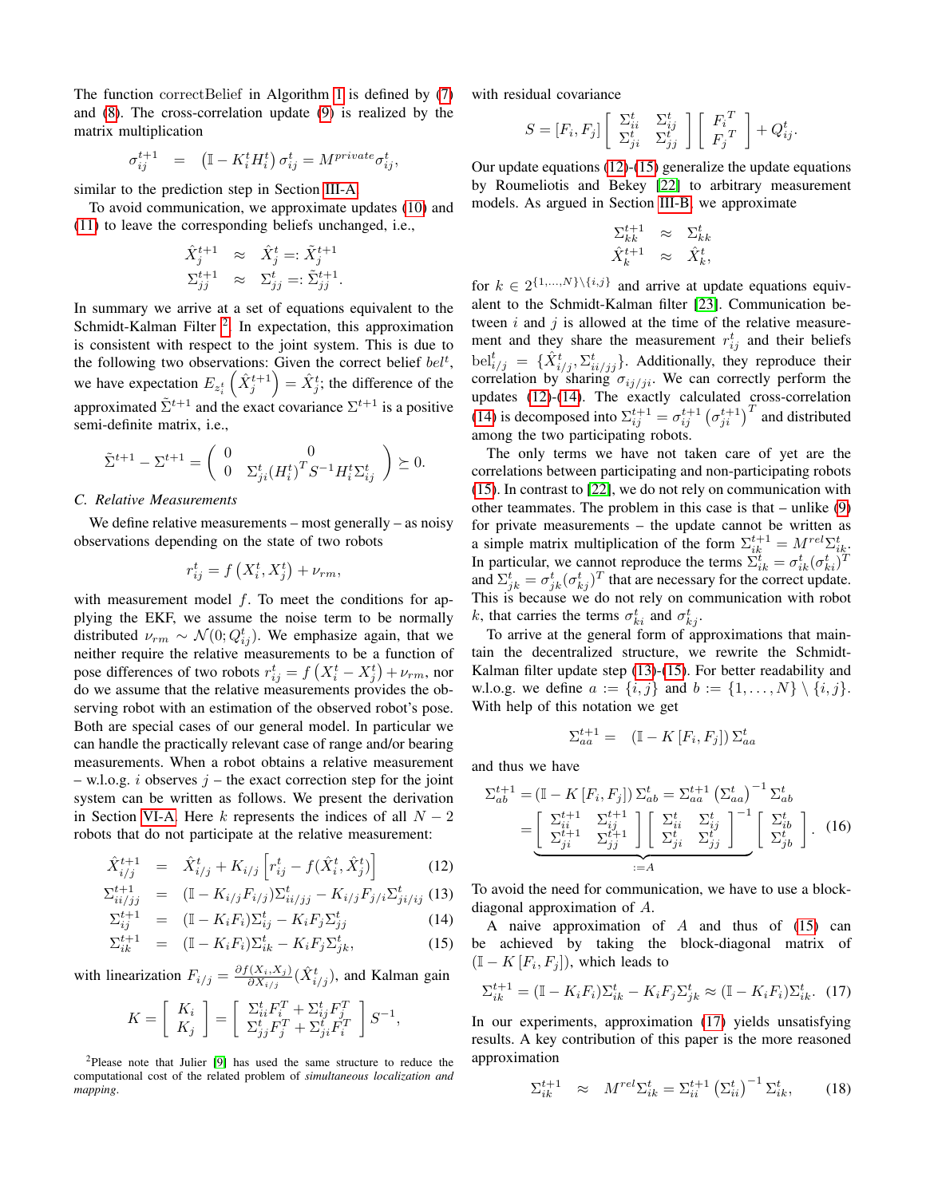The function correctBelief in Algorithm 1 is defined by (7) and (8). The cross-correlation update (9) is realized by the matrix multiplication

$$\sigma_{ij}^{t+1} \quad = \quad \left(\mathbb{I} - K_i^t H_i^t\right) \sigma_{ij}^t = M^{private} \sigma_{ij}^t,$$

similar to the prediction step in Section III-A.

To avoid communication, we approximate updates (10) and (11) to leave the corresponding beliefs unchanged, i.e.,

$$\begin{aligned} \hat{X}_j^{t+1} &\approx \hat{X}_j^t =: \tilde{X}_j^{t+1} \\ \Sigma_{jj}^{t+1} &\approx \Sigma_{jj}^t =: \tilde{\Sigma}_{jj}^{t+1}. \end{aligned}$$

In summary we arrive at a set of equations equivalent to the Schmidt-Kalman Filter [2]. In expectation, this approximation is consistent with respect to the joint system. This is due to the following two observations: Given the correct belief $bel^t$, we have expectation $E_{z_i^t}\left(\hat{X}_j^{t+1}\right) = \hat{X}_j^t$; the difference of the approximated $\tilde{\Sigma}^{t+1}$ and the exact covariance $\Sigma^{t+1}$ is a positive semi-definite matrix, i.e.,

$$\tilde{\Sigma}^{t+1} - \Sigma^{t+1} = \left( \begin{array}{cc} 0 & 0 \\ 0 & \Sigma_{ji}^t (H_i^t)^T S^{-1} H_i^t \Sigma_{ij}^t \end{array} \right) \succeq 0.$$

### C. Relative Measurements

We define relative measurements – most generally – as noisy observations depending on the state of two robots

$$r_{ij}^t = f\left(X_i^t, X_j^t\right) + \nu_{rm},$$

with measurement model $f$. To meet the conditions for applying the EKF, we assume the noise term to be normally distributed $\nu_{rm} \sim \mathcal{N}(0; Q_{ij}^t)$. We emphasize again, that we neither require the relative measurements to be a function of pose differences of two robots $r_{ij}^t = f\left(X_i^t - X_j^t\right) + \nu_{rm}$, nor do we assume that the relative measurements provides the observing robot with an estimation of the observed robot's pose. Both are special cases of our general model. In particular we can handle the practically relevant case of range and/or bearing measurements. When a robot obtains a relative measurement – w.l.o.g. $i$ observes $j$ – the exact correction step for the joint system can be written as follows. We present the derivation in Section VI-A. Here $k$ represents the indices of all $N-2$ robots that do not participate at the relative measurement:

$$\hat{X}_{i/j}^{t+1} = \hat{X}_{i/j}^t + K_{i/j}\left[r_{ij}^t - f(\hat{X}_i^t, \hat{X}_j^t)\right] \tag{12}$$

$$\Sigma_{ii/jj}^{t+1} = (\mathbb{I} - K_{i/j} F_{i/j}) \Sigma_{ii/jj}^t - K_{i/j} F_{j/i} \Sigma_{ji/ij}^t \tag{13}$$

$$\Sigma_{ij}^{t+1} = (\mathbb{I} - K_i F_i) \Sigma_{ij}^t - K_i F_j \Sigma_{jj}^t \tag{14}$$

$$\Sigma_{ik}^{t+1} = (\mathbb{I} - K_i F_i) \Sigma_{ik}^t - K_i F_j \Sigma_{jk}^t, \tag{15}$$

with linearization $F_{i/j} = \frac{\partial f(X_i, X_j)}{\partial X_{i/j}}(\hat{X}_{i/j}^t)$, and Kalman gain

$$K = \left[ \begin{array}{c} K_i \\ K_j \end{array} \right] = \left[ \begin{array}{c} \Sigma_{ii}^t F_i^T + \Sigma_{ij}^t F_j^T \\ \Sigma_{jj}^t F_j^T + \Sigma_{ji}^t F_i^T \end{array} \right] S^{-1},$$

with residual covariance

$$S = [F_i, F_j] \left[ \begin{array}{cc} \Sigma_{ii}^t & \Sigma_{ij}^t \\ \Sigma_{ji}^t & \Sigma_{jj}^t \end{array} \right] \left[ \begin{array}{c} F_i{}^T \\ F_j{}^T \end{array} \right] + Q_{ij}^t.$$

Our update equations (12)-(15) generalize the update equations by Roumeliotis and Bekey [22] to arbitrary measurement models. As argued in Section III-B, we approximate

$$\begin{aligned} \Sigma_{kk}^{t+1} &\approx \Sigma_{kk}^t \\ \hat{X}_k^{t+1} &\approx \hat{X}_k^t, \end{aligned}$$

for $k \in 2^{\{1,\ldots,N\}\setminus\{i,j\}}$ and arrive at update equations equivalent to the Schmidt-Kalman filter [23]. Communication between $i$ and $j$ is allowed at the time of the relative measurement and they share the measurement $r_{ij}^t$ and their beliefs $\text{bel}_{i/j}^t = \{\hat{X}_{i/j}^t, \Sigma_{ii/jj}^t\}$. Additionally, they reproduce their correlation by sharing $\sigma_{ij/ji}$. We can correctly perform the updates (12)-(14). The exactly calculated cross-correlation (14) is decomposed into $\Sigma_{ij}^{t+1} = \sigma_{ij}^{t+1}\left(\sigma_{ji}^{t+1}\right)^T$ and distributed among the two participating robots.

The only terms we have not taken care of yet are the correlations between participating and non-participating robots (15). In contrast to [22], we do not rely on communication with other teammates. The problem in this case is that – unlike (9) for private measurements – the update cannot be written as a simple matrix multiplication of the form $\Sigma_{ik}^{t+1} = M^{rel}\Sigma_{ik}^t$. In particular, we cannot reproduce the terms $\Sigma_{ik}^t = \sigma_{ik}^t(\sigma_{ki}^t)^T$ and $\Sigma_{jk}^t = \sigma_{jk}^t(\sigma_{kj}^t)^T$ that are necessary for the correct update. This is because we do not rely on communication with robot $k$, that carries the terms $\sigma_{ki}^t$ and $\sigma_{kj}^t$.

To arrive at the general form of approximations that maintain the decentralized structure, we rewrite the Schmidt-Kalman filter update step (13)-(15). For better readability and w.l.o.g. we define $a := \{i, j\}$ and $b := \{1, \ldots, N\} \setminus \{i, j\}$. With help of this notation we get

$$\Sigma_{aa}^{t+1} = \quad (\mathbb{I} - K\,[F_i, F_j])\, \Sigma_{aa}^t$$

and thus we have

$$\Sigma_{ab}^{t+1} = (\mathbb{I} - K\,[F_i, F_j])\, \Sigma_{ab}^t = \Sigma_{aa}^{t+1}\left(\Sigma_{aa}^t\right)^{-1} \Sigma_{ab}^t$$
$$= \underbrace{\left[ \begin{array}{cc} \Sigma_{ii}^{t+1} & \Sigma_{ij}^{t+1} \\ \Sigma_{ji}^{t+1} & \Sigma_{jj}^{t+1} \end{array} \right] \left[ \begin{array}{cc} \Sigma_{ii}^t & \Sigma_{ij}^t \\ \Sigma_{ji}^t & \Sigma_{jj}^t \end{array} \right]^{-1}}_{:=A} \left[ \begin{array}{c} \Sigma_{ib}^t \\ \Sigma_{jb}^t \end{array} \right]. \tag{16}$$

To avoid the need for communication, we have to use a block-diagonal approximation of $A$.

A naive approximation of $A$ and thus of (15) can be achieved by taking the block-diagonal matrix of $(\mathbb{I} - K\,[F_i, F_j])$, which leads to

$$\Sigma_{ik}^{t+1} = (\mathbb{I} - K_i F_i)\Sigma_{ik}^t - K_i F_j \Sigma_{jk}^t \approx (\mathbb{I} - K_i F_i)\Sigma_{ik}^t. \tag{17}$$

In our experiments, approximation (17) yields unsatisfying results. A key contribution of this paper is the more reasoned approximation

$$\Sigma_{ik}^{t+1} \quad \approx \quad M^{rel}\Sigma_{ik}^t = \Sigma_{ii}^{t+1}\left(\Sigma_{ii}^t\right)^{-1} \Sigma_{ik}^t, \tag{18}$$

[2] Please note that Julier [9] has used the same structure to reduce the computational cost of the related problem of *simultaneous localization and mapping*.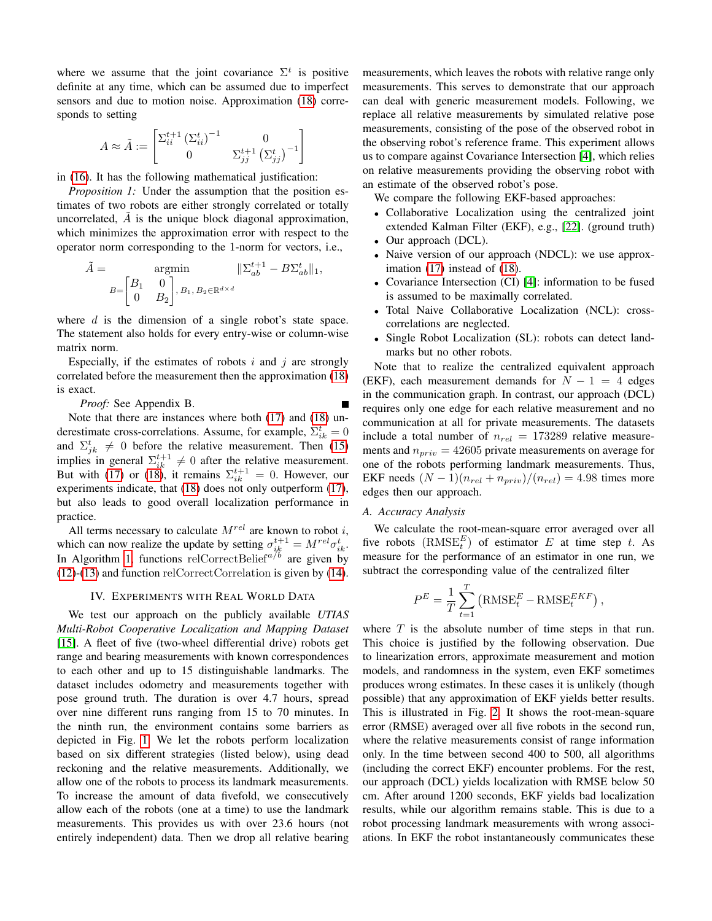where we assume that the joint covariance $\Sigma^t$ is positive definite at any time, which can be assumed due to imperfect sensors and due to motion noise. Approximation (18) corresponds to setting

$$A \approx \tilde{A} := \begin{bmatrix} \Sigma_{ii}^{t+1} \left(\Sigma_{ii}^{t}\right)^{-1} & 0 \\ 0 & \Sigma_{jj}^{t+1} \left(\Sigma_{jj}^{t}\right)^{-1} \end{bmatrix}$$

in (16). It has the following mathematical justification:

*Proposition 1:* Under the assumption that the position estimates of two robots are either strongly correlated or totally uncorrelated, $\tilde{A}$ is the unique block diagonal approximation, which minimizes the approximation error with respect to the operator norm corresponding to the 1-norm for vectors, i.e.,

$$\tilde{A} = \underset{B=\begin{bmatrix} B_1 & 0 \\ 0 & B_2 \end{bmatrix}, B_1, B_2 \in \mathbb{R}^{d \times d}}{\operatorname{argmin}} \|\Sigma_{ab}^{t+1} - B\Sigma_{ab}^{t}\|_1,$$

where $d$ is the dimension of a single robot's state space. The statement also holds for every entry-wise or column-wise matrix norm.

Especially, if the estimates of robots $i$ and $j$ are strongly correlated before the measurement then the approximation (18) is exact.

*Proof:* See Appendix B. ∎

Note that there are instances where both (17) and (18) underestimate cross-correlations. Assume, for example, $\Sigma_{ik}^{t} = 0$ and $\Sigma_{jk}^{t} \neq 0$ before the relative measurement. Then (15) implies in general $\Sigma_{ik}^{t+1} \neq 0$ after the relative measurement. But with (17) or (18), it remains $\Sigma_{ik}^{t+1} = 0$. However, our experiments indicate, that (18) does not only outperform (17), but also leads to good overall localization performance in practice.

All terms necessary to calculate $M^{rel}$ are known to robot $i$, which can now realize the update by setting $\sigma_{ik}^{t+1} = M^{rel}\sigma_{ik}^{t}$. In Algorithm 1, functions relCorrectBelief$^{a/b}$ are given by (12)-(13) and function relCorrectCorrelation is given by (14).

## IV. Experiments with Real World Data

We test our approach on the publicly available *UTIAS Multi-Robot Cooperative Localization and Mapping Dataset* [15]. A fleet of five (two-wheel differential drive) robots get range and bearing measurements with known correspondences to each other and up to 15 distinguishable landmarks. The dataset includes odometry and measurements together with pose ground truth. The duration is over 4.7 hours, spread over nine different runs ranging from 15 to 70 minutes. In the ninth run, the environment contains some barriers as depicted in Fig. 1. We let the robots perform localization based on six different strategies (listed below), using dead reckoning and the relative measurements. Additionally, we allow one of the robots to process its landmark measurements. To increase the amount of data fivefold, we consecutively allow each of the robots (one at a time) to use the landmark measurements. This provides us with over 23.6 hours (not entirely independent) data. Then we drop all relative bearing measurements, which leaves the robots with relative range only measurements. This serves to demonstrate that our approach can deal with generic measurement models. Following, we replace all relative measurements by simulated relative pose measurements, consisting of the pose of the observed robot in the observing robot's reference frame. This experiment allows us to compare against Covariance Intersection [4], which relies on relative measurements providing the observing robot with an estimate of the observed robot's pose.

We compare the following EKF-based approaches:

- Collaborative Localization using the centralized joint extended Kalman Filter (EKF), e.g., [22]. (ground truth)
- Our approach (DCL).
- Naive version of our approach (NDCL): we use approximation (17) instead of (18).
- Covariance Intersection (CI) [4]: information to be fused is assumed to be maximally correlated.
- Total Naive Collaborative Localization (NCL): cross-correlations are neglected.
- Single Robot Localization (SL): robots can detect landmarks but no other robots.

Note that to realize the centralized equivalent approach (EKF), each measurement demands for $N - 1 = 4$ edges in the communication graph. In contrast, our approach (DCL) requires only one edge for each relative measurement and no communication at all for private measurements. The datasets include a total number of $n_{rel} = 173289$ relative measurements and $n_{priv} = 42605$ private measurements on average for one of the robots performing landmark measurements. Thus, EKF needs $(N - 1)(n_{rel} + n_{priv})/(n_{rel}) = 4.98$ times more edges then our approach.

### A. Accuracy Analysis

We calculate the root-mean-square error averaged over all five robots $(\text{RMSE}_t^E)$ of estimator $E$ at time step $t$. As measure for the performance of an estimator in one run, we subtract the corresponding value of the centralized filter

$$P^E = \frac{1}{T}\sum_{t=1}^{T} \left(\text{RMSE}_t^E - \text{RMSE}_t^{EKF}\right),$$

where $T$ is the absolute number of time steps in that run. This choice is justified by the following observation. Due to linearization errors, approximate measurement and motion models, and randomness in the system, even EKF sometimes produces wrong estimates. In these cases it is unlikely (though possible) that any approximation of EKF yields better results. This is illustrated in Fig. 2. It shows the root-mean-square error (RMSE) averaged over all five robots in the second run, where the relative measurements consist of range information only. In the time between second 400 to 500, all algorithms (including the correct EKF) encounter problems. For the rest, our approach (DCL) yields localization with RMSE below 50 cm. After around 1200 seconds, EKF yields bad localization results, while our algorithm remains stable. This is due to a robot processing landmark measurements with wrong associations. In EKF the robot instantaneously communicates these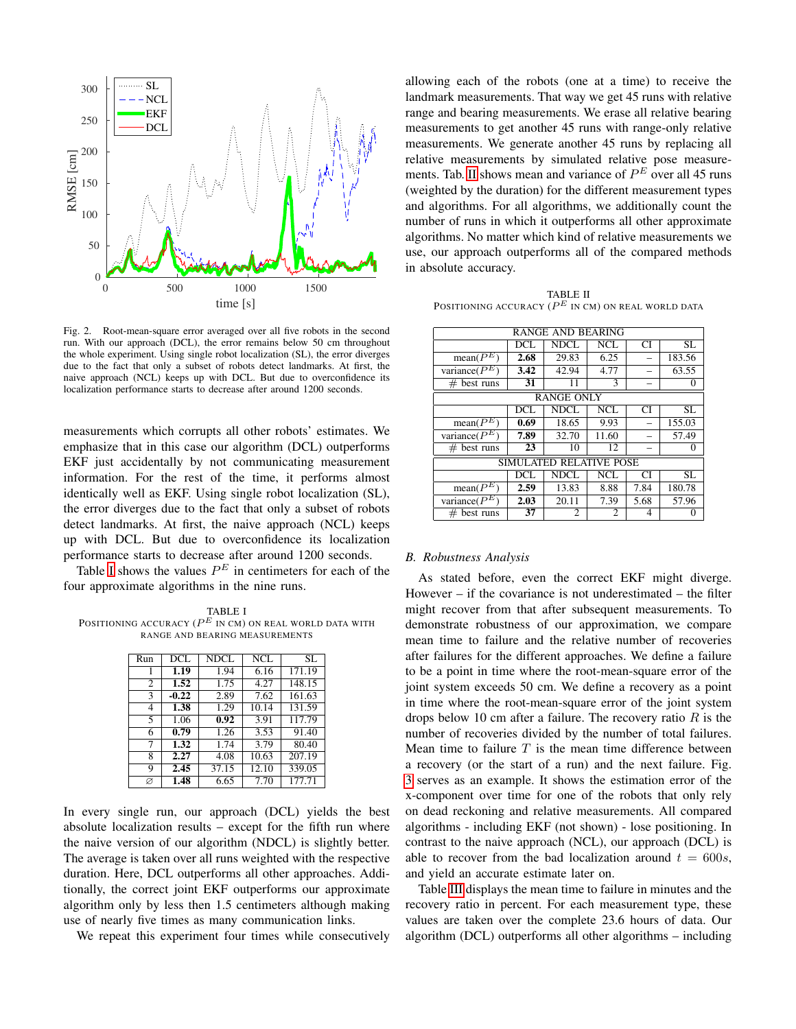Fig. 2. Root-mean-square error averaged over all five robots in the second run. With our approach (DCL), the error remains below 50 cm throughout the whole experiment. Using single robot localization (SL), the error diverges due to the fact that only a subset of robots detect landmarks. At first, the naive approach (NCL) keeps up with DCL. But due to overconfidence its localization performance starts to decrease after around 1200 seconds.

measurements which corrupts all other robots' estimates. We emphasize that in this case our algorithm (DCL) outperforms EKF just accidentally by not communicating measurement information. For the rest of the time, it performs almost identically well as EKF. Using single robot localization (SL), the error diverges due to the fact that only a subset of robots detect landmarks. At first, the naive approach (NCL) keeps up with DCL. But due to overconfidence its localization performance starts to decrease after around 1200 seconds.

Table I shows the values $P^E$ in centimeters for each of the four approximate algorithms in the nine runs.

TABLE I
POSITIONING ACCURACY ($P^E$ IN CM) ON REAL WORLD DATA WITH RANGE AND BEARING MEASUREMENTS

| Run | DCL | NDCL | NCL | SL |
|---|---|---|---|---|
| 1 | **1.19** | 1.94 | 6.16 | 171.19 |
| 2 | **1.52** | 1.75 | 4.27 | 148.15 |
| 3 | **-0.22** | 2.89 | 7.62 | 161.63 |
| 4 | **1.38** | 1.29 | 10.14 | 131.59 |
| 5 | 1.06 | **0.92** | 3.91 | 117.79 |
| 6 | **0.79** | 1.26 | 3.53 | 91.40 |
| 7 | **1.32** | 1.74 | 3.79 | 80.40 |
| 8 | **2.27** | 4.08 | 10.63 | 207.19 |
| 9 | **2.45** | 37.15 | 12.10 | 339.05 |
| ∅ | **1.48** | 6.65 | 7.70 | 177.71 |

In every single run, our approach (DCL) yields the best absolute localization results – except for the fifth run where the naive version of our algorithm (NDCL) is slightly better. The average is taken over all runs weighted with the respective duration. Here, DCL outperforms all other approaches. Additionally, the correct joint EKF outperforms our approximate algorithm only by less then 1.5 centimeters although making use of nearly five times as many communication links.

We repeat this experiment four times while consecutively allowing each of the robots (one at a time) to receive the landmark measurements. That way we get 45 runs with relative range and bearing measurements. We erase all relative bearing measurements to get another 45 runs with range-only relative measurements. We generate another 45 runs by replacing all relative measurements by simulated relative pose measurements. Tab. II shows mean and variance of $P^E$ over all 45 runs (weighted by the duration) for the different measurement types and algorithms. For all algorithms, we additionally count the number of runs in which it outperforms all other approximate algorithms. No matter which kind of relative measurements we use, our approach outperforms all of the compared methods in absolute accuracy.

TABLE II
POSITIONING ACCURACY ($P^E$ IN CM) ON REAL WORLD DATA

| RANGE AND BEARING | | | | | |
|---|---|---|---|---|---|
| | DCL | NDCL | NCL | CI | SL |
| mean($P^E$) | **2.68** | 29.83 | 6.25 | – | 183.56 |
| variance($P^E$) | **3.42** | 42.94 | 4.77 | – | 63.55 |
| # best runs | **31** | 11 | 3 | – | 0 |
| **RANGE ONLY** | | | | | |
| | DCL | NDCL | NCL | CI | SL |
| mean($P^E$) | **0.69** | 18.65 | 9.93 | – | 155.03 |
| variance($P^E$) | **7.89** | 32.70 | 11.60 | – | 57.49 |
| # best runs | **23** | 10 | 12 | – | 0 |
| **SIMULATED RELATIVE POSE** | | | | | |
| | DCL | NDCL | NCL | CI | SL |
| mean($P^E$) | **2.59** | 13.83 | 8.88 | 7.84 | 180.78 |
| variance($P^E$) | **2.03** | 20.11 | 7.39 | 5.68 | 57.96 |
| # best runs | **37** | 2 | 2 | 4 | 0 |

### B. Robustness Analysis

As stated before, even the correct EKF might diverge. However – if the covariance is not underestimated – the filter might recover from that after subsequent measurements. To demonstrate robustness of our approximation, we compare mean time to failure and the relative number of recoveries after failures for the different approaches. We define a failure to be a point in time where the root-mean-square error of the joint system exceeds 50 cm. We define a recovery as a point in time where the root-mean-square error of the joint system drops below 10 cm after a failure. The recovery ratio $R$ is the number of recoveries divided by the number of total failures. Mean time to failure $T$ is the mean time difference between a recovery (or the start of a run) and the next failure. Fig. 3 serves as an example. It shows the estimation error of the x-component over time for one of the robots that only rely on dead reckoning and relative measurements. All compared algorithms - including EKF (not shown) - lose positioning. In contrast to the naive approach (NCL), our approach (DCL) is able to recover from the bad localization around $t = 600s$, and yield an accurate estimate later on.

Table III displays the mean time to failure in minutes and the recovery ratio in percent. For each measurement type, these values are taken over the complete 23.6 hours of data. Our algorithm (DCL) outperforms all other algorithms – including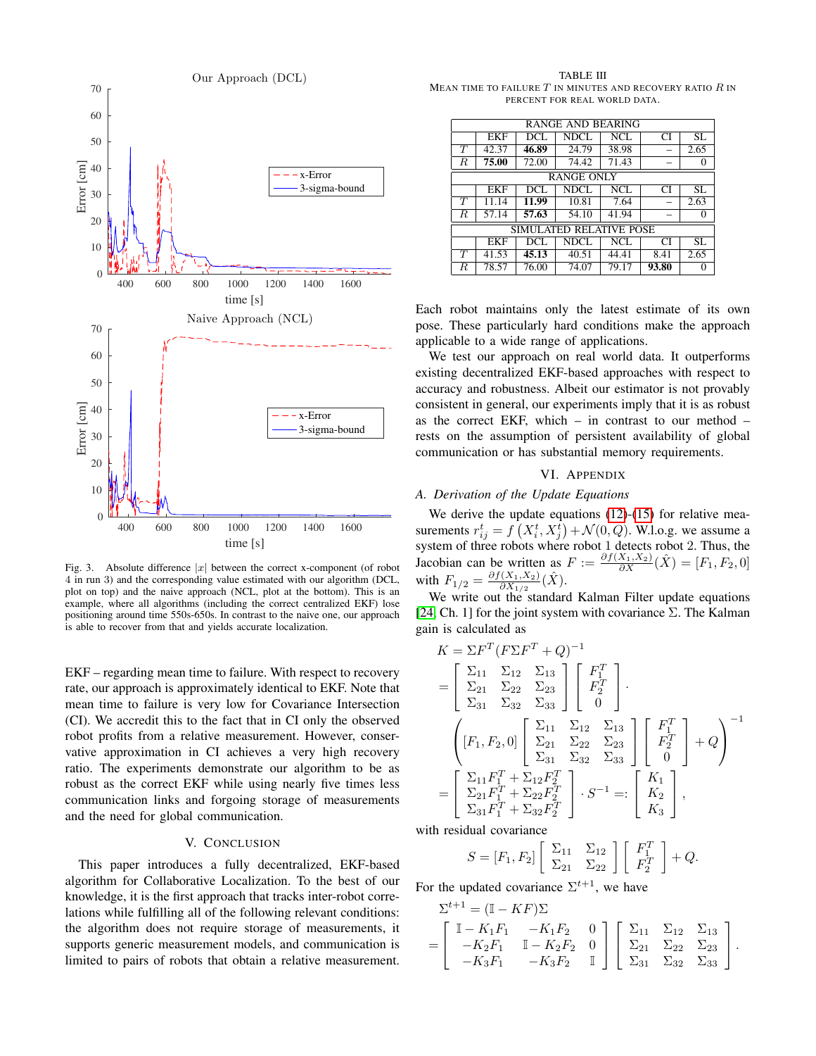Fig. 3. Absolute difference $|x|$ between the correct x-component (of robot 4 in run 3) and the corresponding value estimated with our algorithm (DCL, plot on top) and the naive approach (NCL, plot at the bottom). This is an example, where all algorithms (including the correct centralized EKF) lose positioning around time 550s-650s. In contrast to the naive one, our approach is able to recover from that and yields accurate localization.

EKF – regarding mean time to failure. With respect to recovery rate, our approach is approximately identical to EKF. Note that mean time to failure is very low for Covariance Intersection (CI). We accredit this to the fact that in CI only the observed robot profits from a relative measurement. However, conservative approximation in CI achieves a very high recovery ratio. The experiments demonstrate our algorithm to be as robust as the correct EKF while using nearly five times less communication links and forgoing storage of measurements and the need for global communication.

## V. Conclusion

This paper introduces a fully decentralized, EKF-based algorithm for Collaborative Localization. To the best of our knowledge, it is the first approach that tracks inter-robot correlations while fulfilling all of the following relevant conditions: the algorithm does not require storage of measurements, it supports generic measurement models, and communication is limited to pairs of robots that obtain a relative measurement. Each robot maintains only the latest estimate of its own pose. These particularly hard conditions make the approach applicable to a wide range of applications.

We test our approach on real world data. It outperforms existing decentralized EKF-based approaches with respect to accuracy and robustness. Albeit our estimator is not provably consistent in general, our experiments imply that it is as robust as the correct EKF, which – in contrast to our method – rests on the assumption of persistent availability of global communication or has substantial memory requirements.

TABLE III
Mean time to failure $T$ in minutes and recovery ratio $R$ in percent for real world data.

| | EKF | DCL | NDCL | NCL | CI | SL |
|---|---|---|---|---|---|---|
| **RANGE AND BEARING** | | | | | | |
| $T$ | 42.37 | **46.89** | 24.79 | 38.98 | – | 2.65 |
| $R$ | **75.00** | 72.00 | 74.42 | 71.43 | – | 0 |
| **RANGE ONLY** | | | | | | |
| $T$ | 11.14 | **11.99** | 10.81 | 7.64 | – | 2.63 |
| $R$ | 57.14 | **57.63** | 54.10 | 41.94 | – | 0 |
| **SIMULATED RELATIVE POSE** | | | | | | |
| $T$ | 41.53 | **45.13** | 40.51 | 44.41 | 8.41 | 2.65 |
| $R$ | 78.57 | 76.00 | 74.07 | 79.17 | **93.80** | 0 |

## VI. Appendix

### A. Derivation of the Update Equations

We derive the update equations (12)-(15) for relative measurements $r_{ij}^t = f\left(X_i^t, X_j^t\right) + \mathcal{N}(0, Q)$. W.l.o.g. we assume a system of three robots where robot 1 detects robot 2. Thus, the Jacobian can be written as $F := \frac{\partial f(X_1,X_2)}{\partial X}(\hat{X}) = [F_1, F_2, 0]$ with $F_{1/2} = \frac{\partial f(X_1,X_2)}{\partial X_{1/2}}(\hat{X})$.

We write out the standard Kalman Filter update equations [24, Ch. 1] for the joint system with covariance $\Sigma$. The Kalman gain is calculated as

$$
\begin{aligned}
K &= \Sigma F^T (F \Sigma F^T + Q)^{-1} \\
&= \begin{bmatrix} \Sigma_{11} & \Sigma_{12} & \Sigma_{13} \\ \Sigma_{21} & \Sigma_{22} & \Sigma_{23} \\ \Sigma_{31} & \Sigma_{32} & \Sigma_{33} \end{bmatrix} \begin{bmatrix} F_1^T \\ F_2^T \\ 0 \end{bmatrix} \cdot \\
&\quad \left( [F_1, F_2, 0] \begin{bmatrix} \Sigma_{11} & \Sigma_{12} & \Sigma_{13} \\ \Sigma_{21} & \Sigma_{22} & \Sigma_{23} \\ \Sigma_{31} & \Sigma_{32} & \Sigma_{33} \end{bmatrix} \begin{bmatrix} F_1^T \\ F_2^T \\ 0 \end{bmatrix} + Q \right)^{-1} \\
&= \begin{bmatrix} \Sigma_{11} F_1^T + \Sigma_{12} F_2^T \\ \Sigma_{21} F_1^T + \Sigma_{22} F_2^T \\ \Sigma_{31} F_1^T + \Sigma_{32} F_2^T \end{bmatrix} \cdot S^{-1} =: \begin{bmatrix} K_1 \\ K_2 \\ K_3 \end{bmatrix},
\end{aligned}
$$

with residual covariance

$$
S = [F_1, F_2] \begin{bmatrix} \Sigma_{11} & \Sigma_{12} \\ \Sigma_{21} & \Sigma_{22} \end{bmatrix} \begin{bmatrix} F_1^T \\ F_2^T \end{bmatrix} + Q.
$$

For the updated covariance $\Sigma^{t+1}$, we have

$$
\begin{aligned}
\Sigma^{t+1} &= (\mathbb{I} - KF)\Sigma \\
&= \begin{bmatrix} \mathbb{I} - K_1 F_1 & -K_1 F_2 & 0 \\ -K_2 F_1 & \mathbb{I} - K_2 F_2 & 0 \\ -K_3 F_1 & -K_3 F_2 & \mathbb{I} \end{bmatrix} \begin{bmatrix} \Sigma_{11} & \Sigma_{12} & \Sigma_{13} \\ \Sigma_{21} & \Sigma_{22} & \Sigma_{23} \\ \Sigma_{31} & \Sigma_{32} & \Sigma_{33} \end{bmatrix}.
\end{aligned}
$$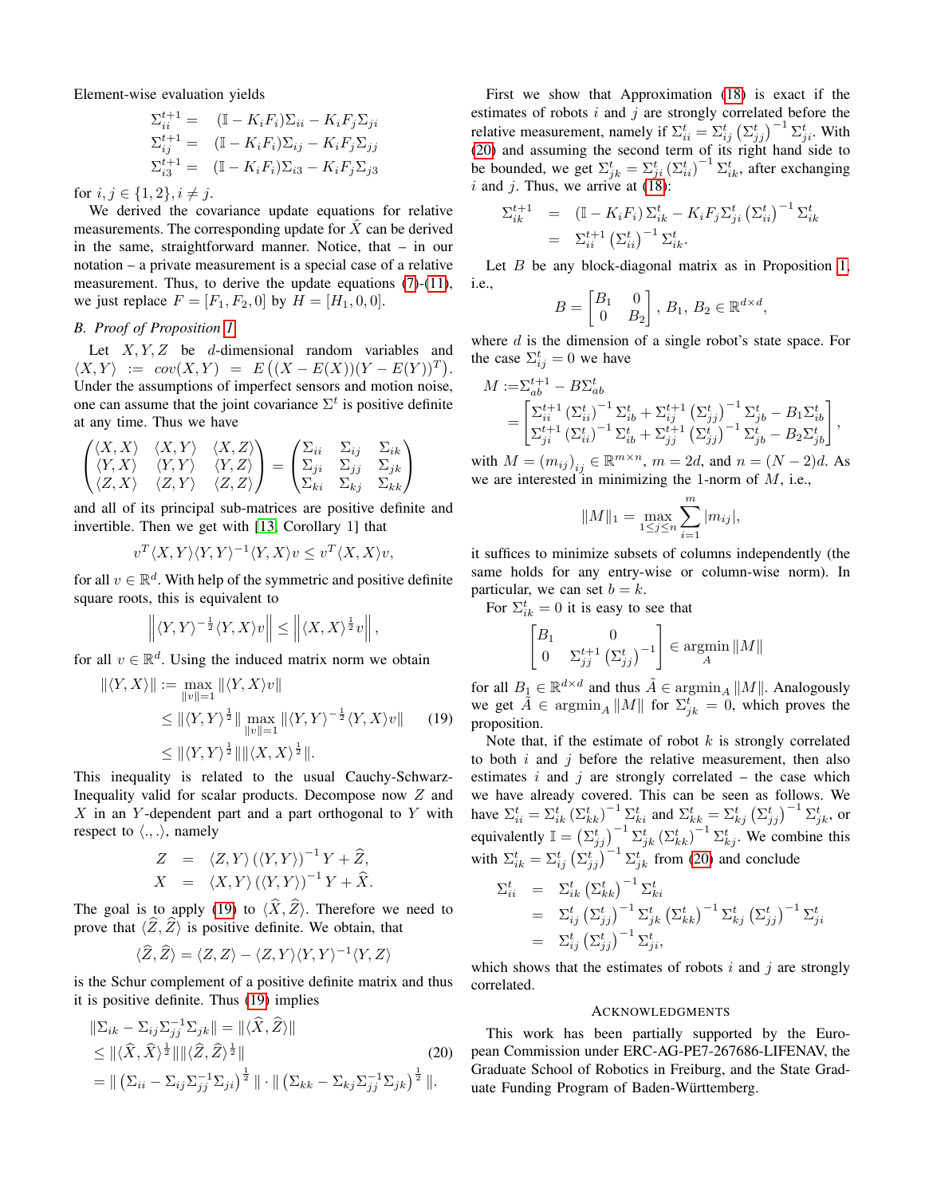Element-wise evaluation yields

$$\begin{aligned}
\Sigma_{ii}^{t+1} &= (\mathbb{I} - K_i F_i)\Sigma_{ii} - K_i F_j \Sigma_{ji} \\
\Sigma_{ij}^{t+1} &= (\mathbb{I} - K_i F_i)\Sigma_{ij} - K_i F_j \Sigma_{jj} \\
\Sigma_{i3}^{t+1} &= (\mathbb{I} - K_i F_i)\Sigma_{i3} - K_i F_j \Sigma_{j3}
\end{aligned}$$

for $i, j \in \{1, 2\}, i \neq j$.

We derived the covariance update equations for relative measurements. The corresponding update for $\hat{X}$ can be derived in the same, straightforward manner. Notice, that – in our notation – a private measurement is a special case of a relative measurement. Thus, to derive the update equations (7)-(11), we just replace $F = [F_1, F_2, 0]$ by $H = [H_1, 0, 0]$.

### B. Proof of Proposition 1

Let $X, Y, Z$ be $d$-dimensional random variables and $\langle X, Y\rangle := cov(X, Y) = E\left((X - E(X))(Y - E(Y))^T\right)$. Under the assumptions of imperfect sensors and motion noise, one can assume that the joint covariance $\Sigma^t$ is positive definite at any time. Thus we have

$$\begin{pmatrix} \langle X, X\rangle & \langle X, Y\rangle & \langle X, Z\rangle \\ \langle Y, X\rangle & \langle Y, Y\rangle & \langle Y, Z\rangle \\ \langle Z, X\rangle & \langle Z, Y\rangle & \langle Z, Z\rangle \end{pmatrix} = \begin{pmatrix} \Sigma_{ii} & \Sigma_{ij} & \Sigma_{ik} \\ \Sigma_{ji} & \Sigma_{jj} & \Sigma_{jk} \\ \Sigma_{ki} & \Sigma_{kj} & \Sigma_{kk} \end{pmatrix}$$

and all of its principal sub-matrices are positive definite and invertible. Then we get with [13, Corollary 1] that

$$v^T \langle X, Y\rangle \langle Y, Y\rangle^{-1} \langle Y, X\rangle v \leq v^T \langle X, X\rangle v,$$

for all $v \in \mathbb{R}^d$. With help of the symmetric and positive definite square roots, this is equivalent to

$$\left\| \langle Y, Y\rangle^{-\frac{1}{2}} \langle Y, X\rangle v \right\| \leq \left\| \langle X, X\rangle^{\frac{1}{2}} v \right\|,$$

for all $v \in \mathbb{R}^d$. Using the induced matrix norm we obtain

$$\begin{aligned}
\|\langle Y, X\rangle\| &:= \max_{\|v\|=1} \|\langle Y, X\rangle v\| \\
&\leq \|\langle Y, Y\rangle^{\frac{1}{2}}\| \max_{\|v\|=1} \|\langle Y, Y\rangle^{-\frac{1}{2}} \langle Y, X\rangle v\| \qquad (19) \\
&\leq \|\langle Y, Y\rangle^{\frac{1}{2}}\| \|\langle X, X\rangle^{\frac{1}{2}}\|.
\end{aligned}$$

This inequality is related to the usual Cauchy-Schwarz-Inequality valid for scalar products. Decompose now $Z$ and $X$ in an $Y$-dependent part and a part orthogonal to $Y$ with respect to $\langle ., . \rangle$, namely

$$\begin{aligned}
Z &= \langle Z, Y\rangle \left(\langle Y, Y\rangle\right)^{-1} Y + \widehat{Z}, \\
X &= \langle X, Y\rangle \left(\langle Y, Y\rangle\right)^{-1} Y + \widehat{X}.
\end{aligned}$$

The goal is to apply (19) to $\langle \widehat{X}, \widehat{Z}\rangle$. Therefore we need to prove that $\langle \widehat{Z}, \widehat{Z}\rangle$ is positive definite. We obtain, that

$$\langle \widehat{Z}, \widehat{Z}\rangle = \langle Z, Z\rangle - \langle Z, Y\rangle \langle Y, Y\rangle^{-1} \langle Y, Z\rangle$$

is the Schur complement of a positive definite matrix and thus it is positive definite. Thus (19) implies

$$\begin{aligned}
&\|\Sigma_{ik} - \Sigma_{ij}\Sigma_{jj}^{-1}\Sigma_{jk}\| = \|\langle \widehat{X}, \widehat{Z}\rangle\| \\
&\leq \|\langle \widehat{X}, \widehat{X}\rangle^{\frac{1}{2}}\| \|\langle \widehat{Z}, \widehat{Z}\rangle^{\frac{1}{2}}\| \qquad (20) \\
&= \|\left(\Sigma_{ii} - \Sigma_{ij}\Sigma_{jj}^{-1}\Sigma_{ji}\right)^{\frac{1}{2}}\| \cdot \|\left(\Sigma_{kk} - \Sigma_{kj}\Sigma_{jj}^{-1}\Sigma_{jk}\right)^{\frac{1}{2}}\|.
\end{aligned}$$

First we show that Approximation (18) is exact if the estimates of robots $i$ and $j$ are strongly correlated before the relative measurement, namely if $\Sigma_{ii}^t = \Sigma_{ij}^t \left(\Sigma_{jj}^t\right)^{-1} \Sigma_{ji}^t$. With (20) and assuming the second term of its right hand side to be bounded, we get $\Sigma_{jk}^t = \Sigma_{ji}^t \left(\Sigma_{ii}^t\right)^{-1} \Sigma_{ik}^t$, after exchanging $i$ and $j$. Thus, we arrive at (18):

$$\begin{aligned}
\Sigma_{ik}^{t+1} &= \left(\mathbb{I} - K_i F_i\right) \Sigma_{ik}^t - K_i F_j \Sigma_{ji}^t \left(\Sigma_{ii}^t\right)^{-1} \Sigma_{ik}^t \\
&= \Sigma_{ii}^{t+1} \left(\Sigma_{ii}^t\right)^{-1} \Sigma_{ik}^t.
\end{aligned}$$

Let $B$ be any block-diagonal matrix as in Proposition 1, i.e.,

$$B = \begin{bmatrix} B_1 & 0 \\ 0 & B_2 \end{bmatrix}, \; B_1, B_2 \in \mathbb{R}^{d \times d},$$

where $d$ is the dimension of a single robot's state space. For the case $\Sigma_{ij}^t = 0$ we have

$$\begin{aligned}
M &:= \Sigma_{ab}^{t+1} - B\Sigma_{ab}^t \\
&= \begin{bmatrix} \Sigma_{ii}^{t+1} \left(\Sigma_{ii}^t\right)^{-1} \Sigma_{ib}^t + \Sigma_{ij}^{t+1} \left(\Sigma_{jj}^t\right)^{-1} \Sigma_{jb}^t - B_1 \Sigma_{ib}^t \\ \Sigma_{ji}^{t+1} \left(\Sigma_{ii}^t\right)^{-1} \Sigma_{ib}^t + \Sigma_{jj}^{t+1} \left(\Sigma_{jj}^t\right)^{-1} \Sigma_{jb}^t - B_2 \Sigma_{jb}^t \end{bmatrix},
\end{aligned}$$

with $M = (m_{ij})_{ij} \in \mathbb{R}^{m \times n}$, $m = 2d$, and $n = (N-2)d$. As we are interested in minimizing the 1-norm of $M$, i.e.,

$$\|M\|_1 = \max_{1 \leq j \leq n} \sum_{i=1}^{m} |m_{ij}|,$$

it suffices to minimize subsets of columns independently (the same holds for any entry-wise or column-wise norm). In particular, we can set $b = k$.

For $\Sigma_{ik}^t = 0$ it is easy to see that

$$\begin{bmatrix} B_1 & 0 \\ 0 & \Sigma_{jj}^{t+1} \left(\Sigma_{jj}^t\right)^{-1} \end{bmatrix} \in \operatorname*{argmin}_A \|M\|$$

for all $B_1 \in \mathbb{R}^{d \times d}$ and thus $\tilde{A} \in \operatorname{argmin}_A \|M\|$. Analogously we get $\tilde{A} \in \operatorname{argmin}_A \|M\|$ for $\Sigma_{jk}^t = 0$, which proves the proposition.

Note that, if the estimate of robot $k$ is strongly correlated to both $i$ and $j$ before the relative measurement, then also estimates $i$ and $j$ are strongly correlated – the case which we have already covered. This can be seen as follows. We have $\Sigma_{ii}^t = \Sigma_{ik}^t \left(\Sigma_{kk}^t\right)^{-1} \Sigma_{ki}^t$ and $\Sigma_{kk}^t = \Sigma_{kj}^t \left(\Sigma_{jj}^t\right)^{-1} \Sigma_{jk}^t$, or equivalently $\mathbb{I} = \left(\Sigma_{jj}^t\right)^{-1} \Sigma_{jk}^t \left(\Sigma_{kk}^t\right)^{-1} \Sigma_{kj}^t$. We combine this with $\Sigma_{ik}^t = \Sigma_{ij}^t \left(\Sigma_{jj}^t\right)^{-1} \Sigma_{jk}^t$ from (20) and conclude

$$\begin{aligned}
\Sigma_{ii}^t &= \Sigma_{ik}^t \left(\Sigma_{kk}^t\right)^{-1} \Sigma_{ki}^t \\
&= \Sigma_{ij}^t \left(\Sigma_{jj}^t\right)^{-1} \Sigma_{jk}^t \left(\Sigma_{kk}^t\right)^{-1} \Sigma_{kj}^t \left(\Sigma_{jj}^t\right)^{-1} \Sigma_{ji}^t \\
&= \Sigma_{ij}^t \left(\Sigma_{jj}^t\right)^{-1} \Sigma_{ji}^t,
\end{aligned}$$

which shows that the estimates of robots $i$ and $j$ are strongly correlated.

## Acknowledgments

This work has been partially supported by the European Commission under ERC-AG-PE7-267686-LIFENAV, the Graduate School of Robotics in Freiburg, and the State Graduate Funding Program of Baden-Württemberg.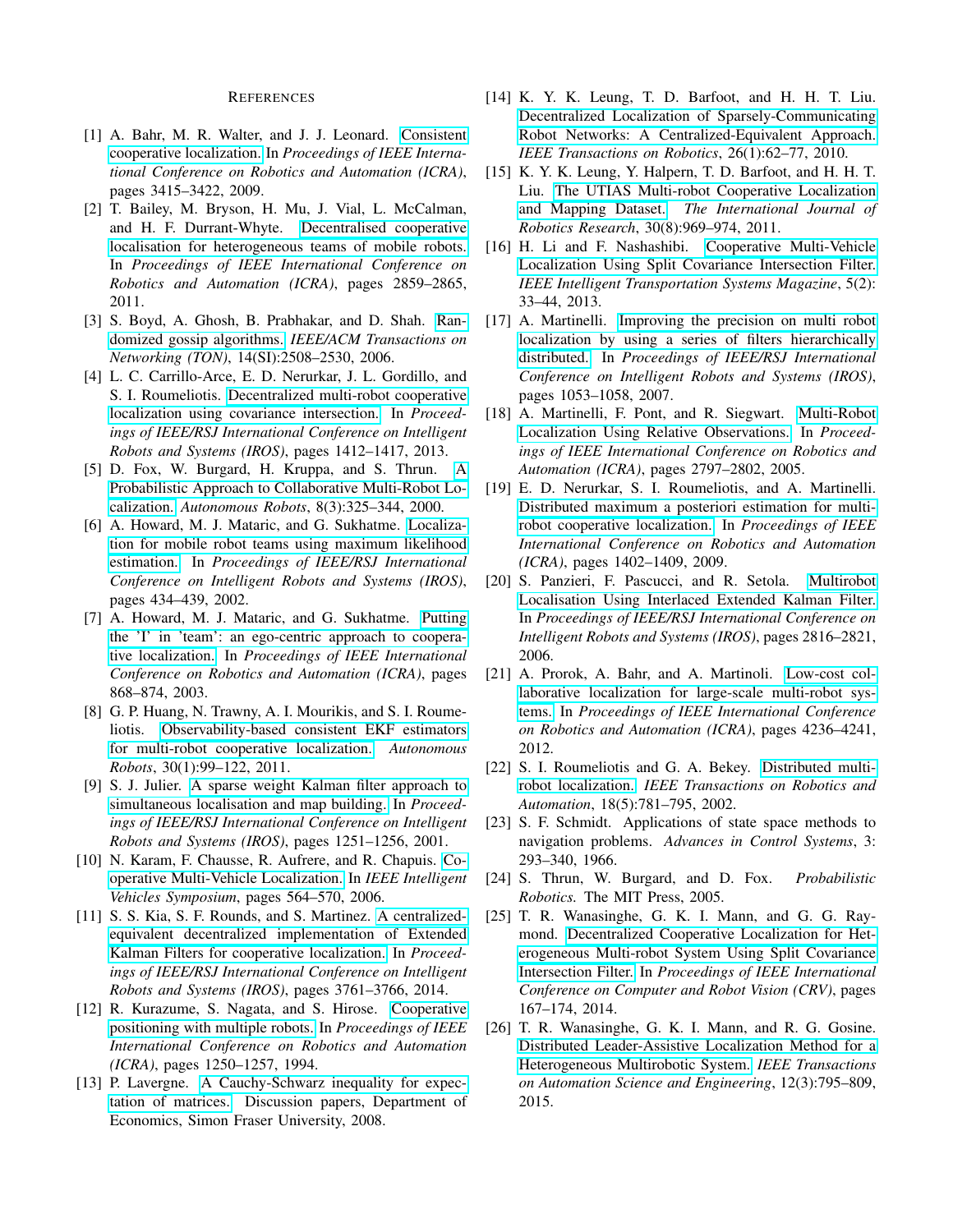# References

[1] A. Bahr, M. R. Walter, and J. J. Leonard. Consistent cooperative localization. In *Proceedings of IEEE International Conference on Robotics and Automation (ICRA)*, pages 3415–3422, 2009.

[2] T. Bailey, M. Bryson, H. Mu, J. Vial, L. McCalman, and H. F. Durrant-Whyte. Decentralised cooperative localisation for heterogeneous teams of mobile robots. In *Proceedings of IEEE International Conference on Robotics and Automation (ICRA)*, pages 2859–2865, 2011.

[3] S. Boyd, A. Ghosh, B. Prabhakar, and D. Shah. Randomized gossip algorithms. *IEEE/ACM Transactions on Networking (TON)*, 14(SI):2508–2530, 2006.

[4] L. C. Carrillo-Arce, E. D. Nerurkar, J. L. Gordillo, and S. I. Roumeliotis. Decentralized multi-robot cooperative localization using covariance intersection. In *Proceedings of IEEE/RSJ International Conference on Intelligent Robots and Systems (IROS)*, pages 1412–1417, 2013.

[5] D. Fox, W. Burgard, H. Kruppa, and S. Thrun. A Probabilistic Approach to Collaborative Multi-Robot Localization. *Autonomous Robots*, 8(3):325–344, 2000.

[6] A. Howard, M. J. Mataric, and G. Sukhatme. Localization for mobile robot teams using maximum likelihood estimation. In *Proceedings of IEEE/RSJ International Conference on Intelligent Robots and Systems (IROS)*, pages 434–439, 2002.

[7] A. Howard, M. J. Mataric, and G. Sukhatme. Putting the 'I' in 'team': an ego-centric approach to cooperative localization. In *Proceedings of IEEE International Conference on Robotics and Automation (ICRA)*, pages 868–874, 2003.

[8] G. P. Huang, N. Trawny, A. I. Mourikis, and S. I. Roumeliotis. Observability-based consistent EKF estimators for multi-robot cooperative localization. *Autonomous Robots*, 30(1):99–122, 2011.

[9] S. J. Julier. A sparse weight Kalman filter approach to simultaneous localisation and map building. In *Proceedings of IEEE/RSJ International Conference on Intelligent Robots and Systems (IROS)*, pages 1251–1256, 2001.

[10] N. Karam, F. Chausse, R. Aufrere, and R. Chapuis. Cooperative Multi-Vehicle Localization. In *IEEE Intelligent Vehicles Symposium*, pages 564–570, 2006.

[11] S. S. Kia, S. F. Rounds, and S. Martinez. A centralized-equivalent decentralized implementation of Extended Kalman Filters for cooperative localization. In *Proceedings of IEEE/RSJ International Conference on Intelligent Robots and Systems (IROS)*, pages 3761–3766, 2014.

[12] R. Kurazume, S. Nagata, and S. Hirose. Cooperative positioning with multiple robots. In *Proceedings of IEEE International Conference on Robotics and Automation (ICRA)*, pages 1250–1257, 1994.

[13] P. Lavergne. A Cauchy-Schwarz inequality for expectation of matrices. Discussion papers, Department of Economics, Simon Fraser University, 2008.

[14] K. Y. K. Leung, T. D. Barfoot, and H. H. T. Liu. Decentralized Localization of Sparsely-Communicating Robot Networks: A Centralized-Equivalent Approach. *IEEE Transactions on Robotics*, 26(1):62–77, 2010.

[15] K. Y. K. Leung, Y. Halpern, T. D. Barfoot, and H. H. T. Liu. The UTIAS Multi-robot Cooperative Localization and Mapping Dataset. *The International Journal of Robotics Research*, 30(8):969–974, 2011.

[16] H. Li and F. Nashashibi. Cooperative Multi-Vehicle Localization Using Split Covariance Intersection Filter. *IEEE Intelligent Transportation Systems Magazine*, 5(2): 33–44, 2013.

[17] A. Martinelli. Improving the precision on multi robot localization by using a series of filters hierarchically distributed. In *Proceedings of IEEE/RSJ International Conference on Intelligent Robots and Systems (IROS)*, pages 1053–1058, 2007.

[18] A. Martinelli, F. Pont, and R. Siegwart. Multi-Robot Localization Using Relative Observations. In *Proceedings of IEEE International Conference on Robotics and Automation (ICRA)*, pages 2797–2802, 2005.

[19] E. D. Nerurkar, S. I. Roumeliotis, and A. Martinelli. Distributed maximum a posteriori estimation for multi-robot cooperative localization. In *Proceedings of IEEE International Conference on Robotics and Automation (ICRA)*, pages 1402–1409, 2009.

[20] S. Panzieri, F. Pascucci, and R. Setola. Multirobot Localisation Using Interlaced Extended Kalman Filter. In *Proceedings of IEEE/RSJ International Conference on Intelligent Robots and Systems (IROS)*, pages 2816–2821, 2006.

[21] A. Prorok, A. Bahr, and A. Martinoli. Low-cost collaborative localization for large-scale multi-robot systems. In *Proceedings of IEEE International Conference on Robotics and Automation (ICRA)*, pages 4236–4241, 2012.

[22] S. I. Roumeliotis and G. A. Bekey. Distributed multi-robot localization. *IEEE Transactions on Robotics and Automation*, 18(5):781–795, 2002.

[23] S. F. Schmidt. Applications of state space methods to navigation problems. *Advances in Control Systems*, 3: 293–340, 1966.

[24] S. Thrun, W. Burgard, and D. Fox. *Probabilistic Robotics.* The MIT Press, 2005.

[25] T. R. Wanasinghe, G. K. I. Mann, and G. G. Raymond. Decentralized Cooperative Localization for Heterogeneous Multi-robot System Using Split Covariance Intersection Filter. In *Proceedings of IEEE International Conference on Computer and Robot Vision (CRV)*, pages 167–174, 2014.

[26] T. R. Wanasinghe, G. K. I. Mann, and R. G. Gosine. Distributed Leader-Assistive Localization Method for a Heterogeneous Multirobotic System. *IEEE Transactions on Automation Science and Engineering*, 12(3):795–809, 2015.